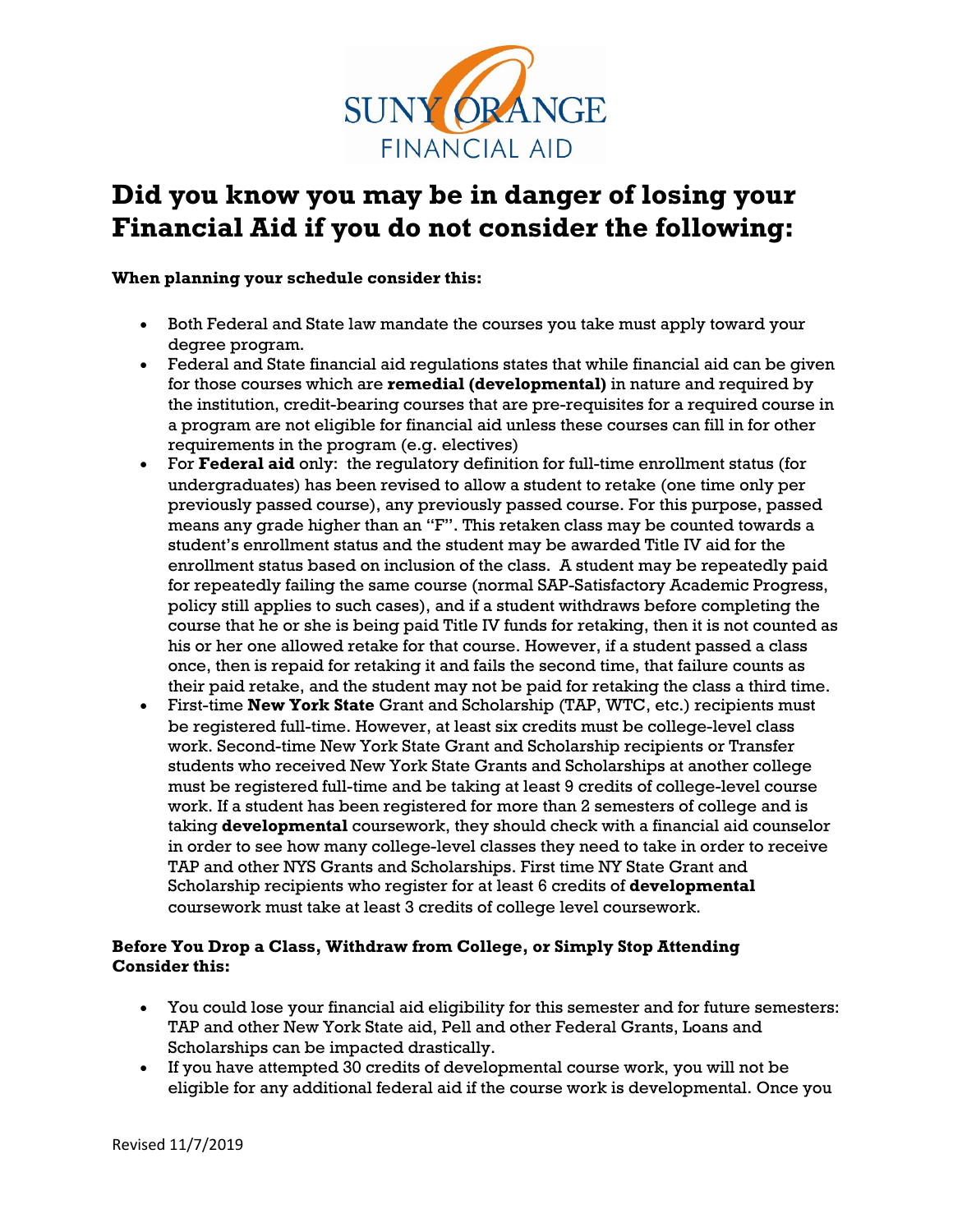# Did you know you may be in danger of losing your Financial Aid if you do not consider the following:

**When planning your schedule consider this:**

- Both Federal and State law mandate the courses you take must apply toward your degree program.
- Federal and State financial aid regulations states that while financial aid can be given for those courses which are **remedial (developmental)** in nature and required by the institution, credit-bearing courses that are pre-requisites for a required course in a program are not eligible for financial aid unless these courses can fill in for other requirements in the program (e.g. electives)
- For **Federal aid** only: the regulatory definition for full-time enrollment status (for undergraduates) has been revised to allow a student to retake (one time only per previously passed course), any previously passed course. For this purpose, passed means any grade higher than an "F". This retaken class may be counted towards a student's enrollment status and the student may be awarded Title IV aid for the enrollment status based on inclusion of the class. A student may be repeatedly paid for repeatedly failing the same course (normal SAP-Satisfactory Academic Progress, policy still applies to such cases), and if a student withdraws before completing the course that he or she is being paid Title IV funds for retaking, then it is not counted as his or her one allowed retake for that course. However, if a student passed a class once, then is repaid for retaking it and fails the second time, that failure counts as their paid retake, and the student may not be paid for retaking the class a third time.
- First-time **New York State** Grant and Scholarship (TAP, WTC, etc.) recipients must be registered full-time. However, at least six credits must be college-level class work. Second-time New York State Grant and Scholarship recipients or Transfer students who received New York State Grants and Scholarships at another college must be registered full-time and be taking at least 9 credits of college-level course work. If a student has been registered for more than 2 semesters of college and is taking **developmental** coursework, they should check with a financial aid counselor in order to see how many college-level classes they need to take in order to receive TAP and other NYS Grants and Scholarships. First time NY State Grant and Scholarship recipients who register for at least 6 credits of **developmental** coursework must take at least 3 credits of college level coursework.

**Before You Drop a Class, Withdraw from College, or Simply Stop Attending Consider this:**

- You could lose your financial aid eligibility for this semester and for future semesters: TAP and other New York State aid, Pell and other Federal Grants, Loans and Scholarships can be impacted drastically.
- If you have attempted 30 credits of developmental course work, you will not be eligible for any additional federal aid if the course work is developmental. Once you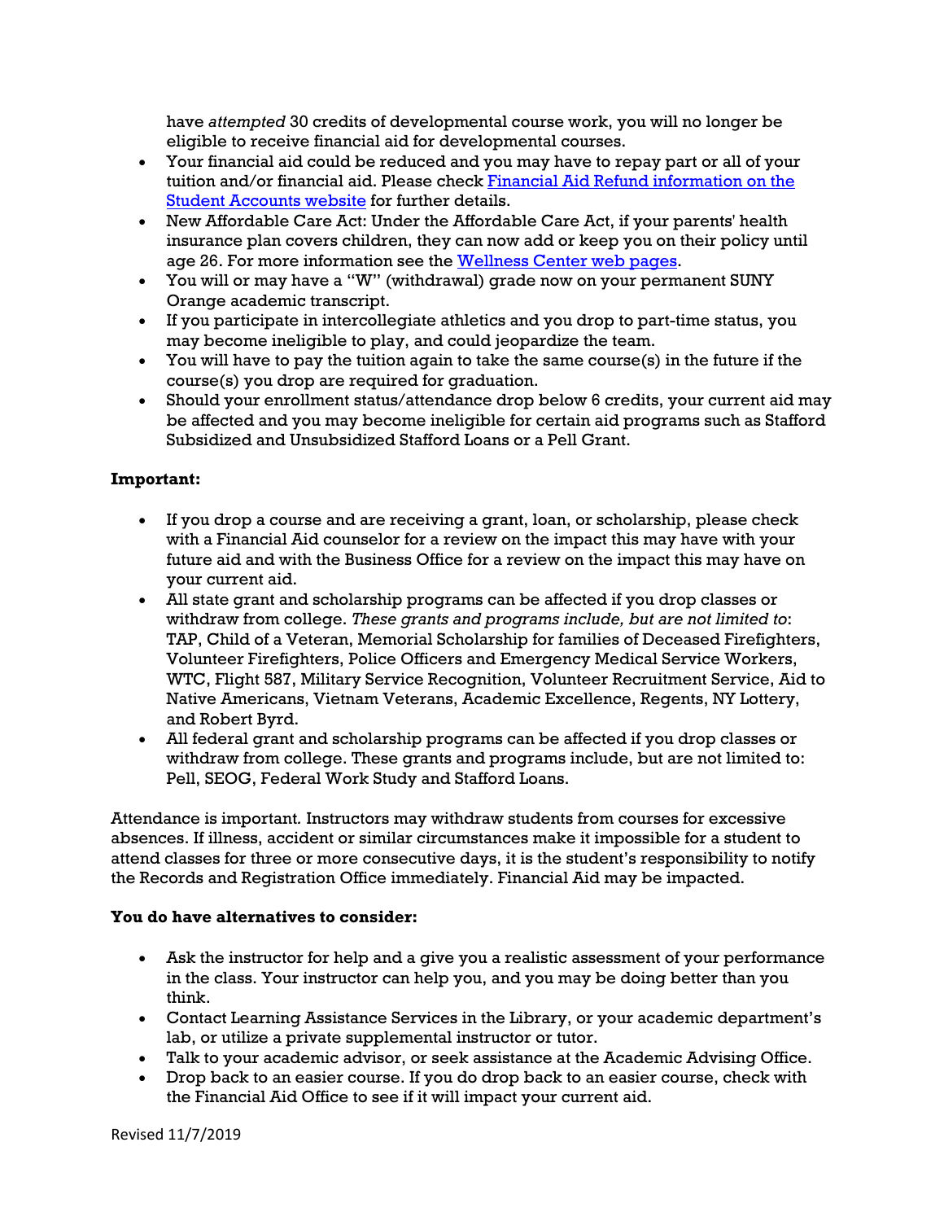have *attempted* 30 credits of developmental course work, you will no longer be eligible to receive financial aid for developmental courses.

- Your financial aid could be reduced and you may have to repay part or all of your tuition and/or financial aid. Please check [Financial Aid Refund information on the Student Accounts website]() for further details.
- New Affordable Care Act: Under the Affordable Care Act, if your parents' health insurance plan covers children, they can now add or keep you on their policy until age 26. For more information see the [Wellness Center web pages]().
- You will or may have a "W" (withdrawal) grade now on your permanent SUNY Orange academic transcript.
- If you participate in intercollegiate athletics and you drop to part-time status, you may become ineligible to play, and could jeopardize the team.
- You will have to pay the tuition again to take the same course(s) in the future if the course(s) you drop are required for graduation.
- Should your enrollment status/attendance drop below 6 credits, your current aid may be affected and you may become ineligible for certain aid programs such as Stafford Subsidized and Unsubsidized Stafford Loans or a Pell Grant.

**Important:**

- If you drop a course and are receiving a grant, loan, or scholarship, please check with a Financial Aid counselor for a review on the impact this may have with your future aid and with the Business Office for a review on the impact this may have on your current aid.
- All state grant and scholarship programs can be affected if you drop classes or withdraw from college. *These grants and programs include, but are not limited to*: TAP, Child of a Veteran, Memorial Scholarship for families of Deceased Firefighters, Volunteer Firefighters, Police Officers and Emergency Medical Service Workers, WTC, Flight 587, Military Service Recognition, Volunteer Recruitment Service, Aid to Native Americans, Vietnam Veterans, Academic Excellence, Regents, NY Lottery, and Robert Byrd.
- All federal grant and scholarship programs can be affected if you drop classes or withdraw from college. These grants and programs include, but are not limited to: Pell, SEOG, Federal Work Study and Stafford Loans.

Attendance is important*.* Instructors may withdraw students from courses for excessive absences. If illness, accident or similar circumstances make it impossible for a student to attend classes for three or more consecutive days, it is the student's responsibility to notify the Records and Registration Office immediately. Financial Aid may be impacted.

**You do have alternatives to consider:**

- Ask the instructor for help and a give you a realistic assessment of your performance in the class. Your instructor can help you, and you may be doing better than you think.
- Contact Learning Assistance Services in the Library, or your academic department's lab, or utilize a private supplemental instructor or tutor.
- Talk to your academic advisor, or seek assistance at the Academic Advising Office.
- Drop back to an easier course. If you do drop back to an easier course, check with the Financial Aid Office to see if it will impact your current aid.

Revised 11/7/2019